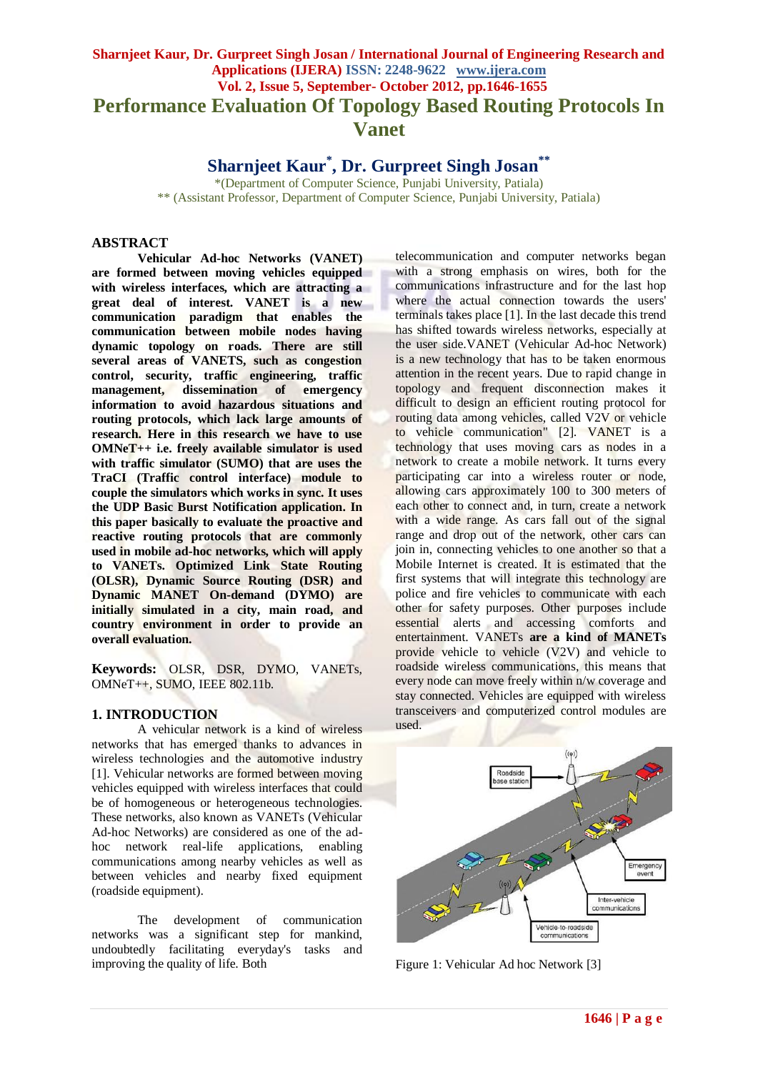# Performance Evaluation Of Topology Based Routing Protocols In Vanet

**Sharnjeet Kaur*, Dr. Gurpreet Singh Josan****

*(Department of Computer Science, Punjabi University, Patiala)
** (Assistant Professor, Department of Computer Science, Punjabi University, Patiala)

## ABSTRACT

**Vehicular Ad-hoc Networks (VANET) are formed between moving vehicles equipped with wireless interfaces, which are attracting a great deal of interest. VANET is a new communication paradigm that enables the communication between mobile nodes having dynamic topology on roads. There are still several areas of VANETS, such as congestion control, security, traffic engineering, traffic management, dissemination of emergency information to avoid hazardous situations and routing protocols, which lack large amounts of research. Here in this research we have to use OMNeT++ i.e. freely available simulator is used with traffic simulator (SUMO) that are uses the TraCI (Traffic control interface) module to couple the simulators which works in sync. It uses the UDP Basic Burst Notification application. In this paper basically to evaluate the proactive and reactive routing protocols that are commonly used in mobile ad-hoc networks, which will apply to VANETs. Optimized Link State Routing (OLSR), Dynamic Source Routing (DSR) and Dynamic MANET On-demand (DYMO) are initially simulated in a city, main road, and country environment in order to provide an overall evaluation.**

**Keywords:** OLSR, DSR, DYMO, VANETs, OMNeT++, SUMO, IEEE 802.11b.

## 1. INTRODUCTION

A vehicular network is a kind of wireless networks that has emerged thanks to advances in wireless technologies and the automotive industry [1]. Vehicular networks are formed between moving vehicles equipped with wireless interfaces that could be of homogeneous or heterogeneous technologies. These networks, also known as VANETs (Vehicular Ad-hoc Networks) are considered as one of the ad-hoc network real-life applications, enabling communications among nearby vehicles as well as between vehicles and nearby fixed equipment (roadside equipment).

The development of communication networks was a significant step for mankind, undoubtedly facilitating everyday's tasks and improving the quality of life. Both telecommunication and computer networks began with a strong emphasis on wires, both for the communications infrastructure and for the last hop where the actual connection towards the users' terminals takes place [1]. In the last decade this trend has shifted towards wireless networks, especially at the user side.VANET (Vehicular Ad-hoc Network) is a new technology that has to be taken enormous attention in the recent years. Due to rapid change in topology and frequent disconnection makes it difficult to design an efficient routing protocol for routing data among vehicles, called V2V or vehicle to vehicle communication" [2]. VANET is a technology that uses moving cars as nodes in a network to create a mobile network. It turns every participating car into a wireless router or node, allowing cars approximately 100 to 300 meters of each other to connect and, in turn, create a network with a wide range. As cars fall out of the signal range and drop out of the network, other cars can join in, connecting vehicles to one another so that a Mobile Internet is created. It is estimated that the first systems that will integrate this technology are police and fire vehicles to communicate with each other for safety purposes. Other purposes include essential alerts and accessing comforts and entertainment. VANETs **are a kind of MANETs** provide vehicle to vehicle (V2V) and vehicle to roadside wireless communications, this means that every node can move freely within n/w coverage and stay connected. Vehicles are equipped with wireless transceivers and computerized control modules are used.

Figure 1: Vehicular Ad hoc Network [3]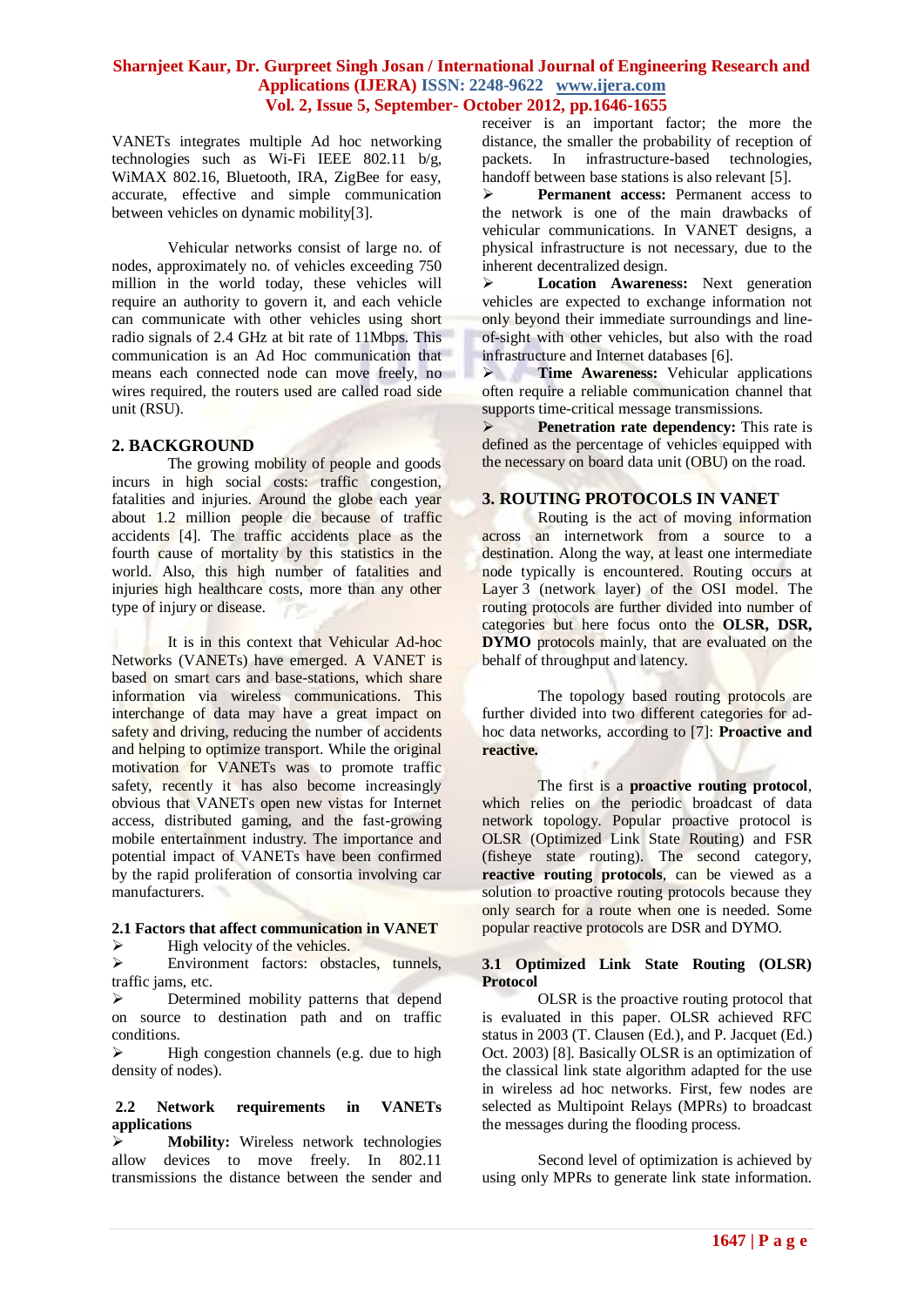VANETs integrates multiple Ad hoc networking technologies such as Wi-Fi IEEE 802.11 b/g, WiMAX 802.16, Bluetooth, IRA, ZigBee for easy, accurate, effective and simple communication between vehicles on dynamic mobility[3].

Vehicular networks consist of large no. of nodes, approximately no. of vehicles exceeding 750 million in the world today, these vehicles will require an authority to govern it, and each vehicle can communicate with other vehicles using short radio signals of 2.4 GHz at bit rate of 11Mbps. This communication is an Ad Hoc communication that means each connected node can move freely, no wires required, the routers used are called road side unit (RSU).

## 2. BACKGROUND

The growing mobility of people and goods incurs in high social costs: traffic congestion, fatalities and injuries. Around the globe each year about 1.2 million people die because of traffic accidents [4]. The traffic accidents place as the fourth cause of mortality by this statistics in the world. Also, this high number of fatalities and injuries high healthcare costs, more than any other type of injury or disease.

It is in this context that Vehicular Ad-hoc Networks (VANETs) have emerged. A VANET is based on smart cars and base-stations, which share information via wireless communications. This interchange of data may have a great impact on safety and driving, reducing the number of accidents and helping to optimize transport. While the original motivation for VANETs was to promote traffic safety, recently it has also become increasingly obvious that VANETs open new vistas for Internet access, distributed gaming, and the fast-growing mobile entertainment industry. The importance and potential impact of VANETs have been confirmed by the rapid proliferation of consortia involving car manufacturers.

### 2.1 Factors that affect communication in VANET

- High velocity of the vehicles.
- Environment factors: obstacles, tunnels, traffic jams, etc.
- Determined mobility patterns that depend on source to destination path and on traffic conditions.
- High congestion channels (e.g. due to high density of nodes).

### 2.2 Network requirements in VANETs applications

- **Mobility:** Wireless network technologies allow devices to move freely. In 802.11 transmissions the distance between the sender and receiver is an important factor; the more the distance, the smaller the probability of reception of packets. In infrastructure-based technologies, handoff between base stations is also relevant [5].
- **Permanent access:** Permanent access to the network is one of the main drawbacks of vehicular communications. In VANET designs, a physical infrastructure is not necessary, due to the inherent decentralized design.
- **Location Awareness:** Next generation vehicles are expected to exchange information not only beyond their immediate surroundings and line-of-sight with other vehicles, but also with the road infrastructure and Internet databases [6].
- **Time Awareness:** Vehicular applications often require a reliable communication channel that supports time-critical message transmissions.
- **Penetration rate dependency:** This rate is defined as the percentage of vehicles equipped with the necessary on board data unit (OBU) on the road.

## 3. ROUTING PROTOCOLS IN VANET

Routing is the act of moving information across an internetwork from a source to a destination. Along the way, at least one intermediate node typically is encountered. Routing occurs at Layer 3 (network layer) of the OSI model. The routing protocols are further divided into number of categories but here focus onto the **OLSR, DSR, DYMO** protocols mainly, that are evaluated on the behalf of throughput and latency.

The topology based routing protocols are further divided into two different categories for ad-hoc data networks, according to [7]: **Proactive and reactive.**

The first is a **proactive routing protocol**, which relies on the periodic broadcast of data network topology. Popular proactive protocol is OLSR (Optimized Link State Routing) and FSR (fisheye state routing). The second category, **reactive routing protocols**, can be viewed as a solution to proactive routing protocols because they only search for a route when one is needed. Some popular reactive protocols are DSR and DYMO.

### 3.1 Optimized Link State Routing (OLSR) Protocol

OLSR is the proactive routing protocol that is evaluated in this paper. OLSR achieved RFC status in 2003 (T. Clausen (Ed.), and P. Jacquet (Ed.) Oct. 2003) [8]. Basically OLSR is an optimization of the classical link state algorithm adapted for the use in wireless ad hoc networks. First, few nodes are selected as Multipoint Relays (MPRs) to broadcast the messages during the flooding process.

Second level of optimization is achieved by using only MPRs to generate link state information.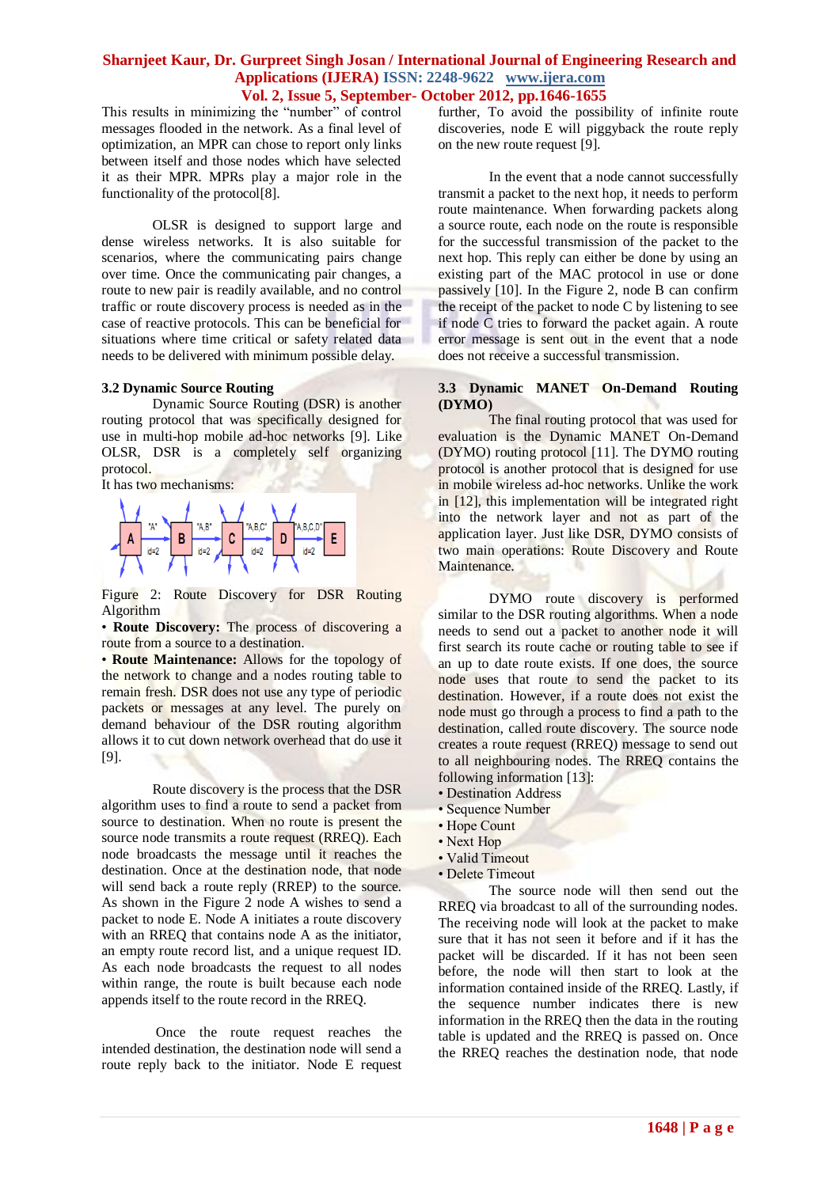This results in minimizing the "number" of control messages flooded in the network. As a final level of optimization, an MPR can chose to report only links between itself and those nodes which have selected it as their MPR. MPRs play a major role in the functionality of the protocol[8].

OLSR is designed to support large and dense wireless networks. It is also suitable for scenarios, where the communicating pairs change over time. Once the communicating pair changes, a route to new pair is readily available, and no control traffic or route discovery process is needed as in the case of reactive protocols. This can be beneficial for situations where time critical or safety related data needs to be delivered with minimum possible delay.

### 3.2 Dynamic Source Routing

Dynamic Source Routing (DSR) is another routing protocol that was specifically designed for use in multi-hop mobile ad-hoc networks [9]. Like OLSR, DSR is a completely self organizing protocol.

It has two mechanisms:

Figure 2: Route Discovery for DSR Routing Algorithm

- **Route Discovery:** The process of discovering a route from a source to a destination.
- **Route Maintenance:** Allows for the topology of the network to change and a nodes routing table to remain fresh. DSR does not use any type of periodic packets or messages at any level. The purely on demand behaviour of the DSR routing algorithm allows it to cut down network overhead that do use it [9].

Route discovery is the process that the DSR algorithm uses to find a route to send a packet from source to destination. When no route is present the source node transmits a route request (RREQ). Each node broadcasts the message until it reaches the destination. Once at the destination node, that node will send back a route reply (RREP) to the source. As shown in the Figure 2 node A wishes to send a packet to node E. Node A initiates a route discovery with an RREQ that contains node A as the initiator, an empty route record list, and a unique request ID. As each node broadcasts the request to all nodes within range, the route is built because each node appends itself to the route record in the RREQ.

Once the route request reaches the intended destination, the destination node will send a route reply back to the initiator. Node E request further, To avoid the possibility of infinite route discoveries, node E will piggyback the route reply on the new route request [9].

In the event that a node cannot successfully transmit a packet to the next hop, it needs to perform route maintenance. When forwarding packets along a source route, each node on the route is responsible for the successful transmission of the packet to the next hop. This reply can either be done by using an existing part of the MAC protocol in use or done passively [10]. In the Figure 2, node B can confirm the receipt of the packet to node C by listening to see if node C tries to forward the packet again. A route error message is sent out in the event that a node does not receive a successful transmission.

### 3.3 Dynamic MANET On-Demand Routing (DYMO)

The final routing protocol that was used for evaluation is the Dynamic MANET On-Demand (DYMO) routing protocol [11]. The DYMO routing protocol is another protocol that is designed for use in mobile wireless ad-hoc networks. Unlike the work in [12], this implementation will be integrated right into the network layer and not as part of the application layer. Just like DSR, DYMO consists of two main operations: Route Discovery and Route Maintenance.

DYMO route discovery is performed similar to the DSR routing algorithms. When a node needs to send out a packet to another node it will first search its route cache or routing table to see if an up to date route exists. If one does, the source node uses that route to send the packet to its destination. However, if a route does not exist the node must go through a process to find a path to the destination, called route discovery. The source node creates a route request (RREQ) message to send out to all neighbouring nodes. The RREQ contains the following information [13]:

- Destination Address
- Sequence Number
- Hope Count
- Next Hop
- Valid Timeout
- Delete Timeout

The source node will then send out the RREQ via broadcast to all of the surrounding nodes. The receiving node will look at the packet to make sure that it has not seen it before and if it has the packet will be discarded. If it has not been seen before, the node will then start to look at the information contained inside of the RREQ. Lastly, if the sequence number indicates there is new information in the RREQ then the data in the routing table is updated and the RREQ is passed on. Once the RREQ reaches the destination node, that node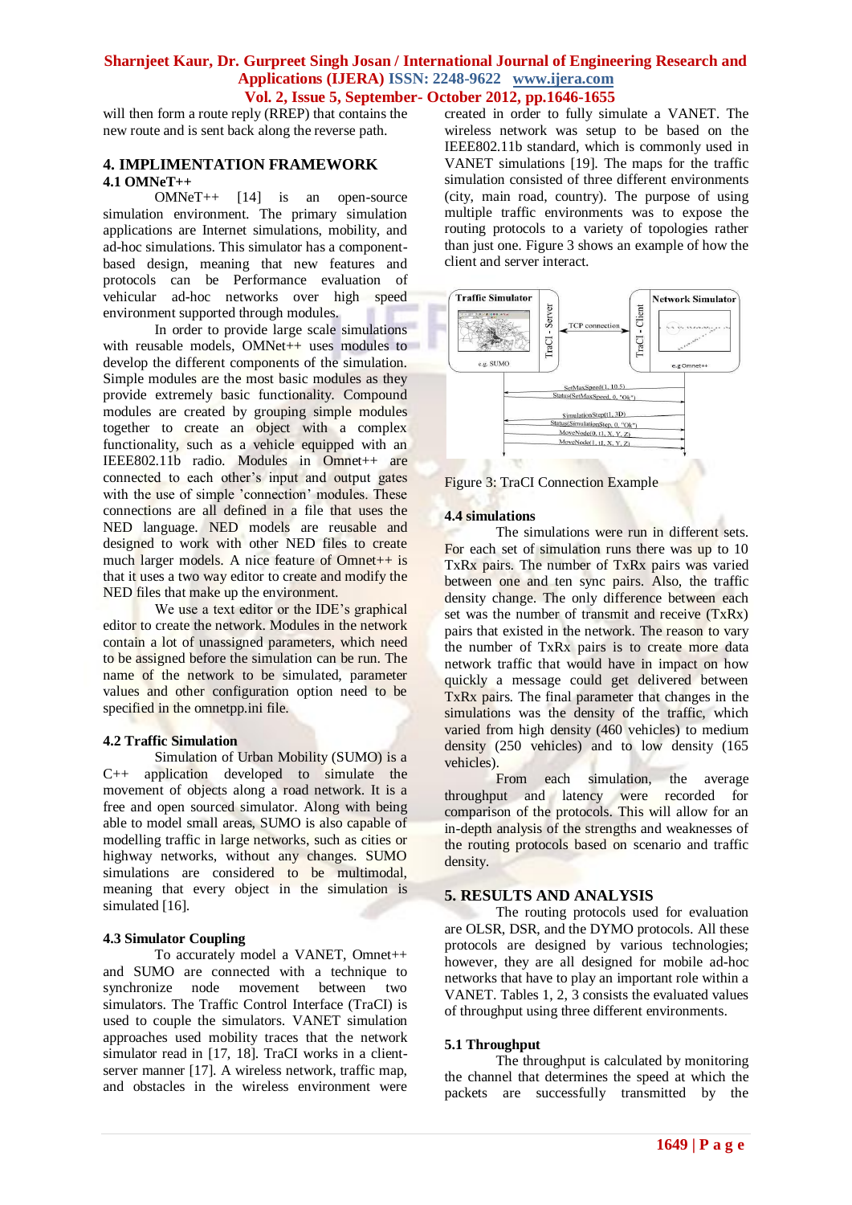will then form a route reply (RREP) that contains the new route and is sent back along the reverse path.

## 4. IMPLIMENTATION FRAMEWORK

### 4.1 OMNeT++

OMNeT++ [14] is an open-source simulation environment. The primary simulation applications are Internet simulations, mobility, and ad-hoc simulations. This simulator has a component-based design, meaning that new features and protocols can be Performance evaluation of vehicular ad-hoc networks over high speed environment supported through modules.

In order to provide large scale simulations with reusable models, OMNet++ uses modules to develop the different components of the simulation. Simple modules are the most basic modules as they provide extremely basic functionality. Compound modules are created by grouping simple modules together to create an object with a complex functionality, such as a vehicle equipped with an IEEE802.11b radio. Modules in Omnet++ are connected to each other's input and output gates with the use of simple 'connection' modules. These connections are all defined in a file that uses the NED language. NED models are reusable and designed to work with other NED files to create much larger models. A nice feature of Omnet++ is that it uses a two way editor to create and modify the NED files that make up the environment.

We use a text editor or the IDE's graphical editor to create the network. Modules in the network contain a lot of unassigned parameters, which need to be assigned before the simulation can be run. The name of the network to be simulated, parameter values and other configuration option need to be specified in the omnetpp.ini file.

### 4.2 Traffic Simulation

Simulation of Urban Mobility (SUMO) is a C++ application developed to simulate the movement of objects along a road network. It is a free and open sourced simulator. Along with being able to model small areas, SUMO is also capable of modelling traffic in large networks, such as cities or highway networks, without any changes. SUMO simulations are considered to be multimodal, meaning that every object in the simulation is simulated [16].

### 4.3 Simulator Coupling

To accurately model a VANET, Omnet++ and SUMO are connected with a technique to synchronize node movement between two simulators. The Traffic Control Interface (TraCI) is used to couple the simulators. VANET simulation approaches used mobility traces that the network simulator read in [17, 18]. TraCI works in a client-server manner [17]. A wireless network, traffic map, and obstacles in the wireless environment were created in order to fully simulate a VANET. The wireless network was setup to be based on the IEEE802.11b standard, which is commonly used in VANET simulations [19]. The maps for the traffic simulation consisted of three different environments (city, main road, country). The purpose of using multiple traffic environments was to expose the routing protocols to a variety of topologies rather than just one. Figure 3 shows an example of how the client and server interact.

Figure 3: TraCI Connection Example

### 4.4 simulations

The simulations were run in different sets. For each set of simulation runs there was up to 10 TxRx pairs. The number of TxRx pairs was varied between one and ten sync pairs. Also, the traffic density change. The only difference between each set was the number of transmit and receive (TxRx) pairs that existed in the network. The reason to vary the number of TxRx pairs is to create more data network traffic that would have in impact on how quickly a message could get delivered between TxRx pairs. The final parameter that changes in the simulations was the density of the traffic, which varied from high density (460 vehicles) to medium density (250 vehicles) and to low density (165 vehicles).

From each simulation, the average throughput and latency were recorded for comparison of the protocols. This will allow for an in-depth analysis of the strengths and weaknesses of the routing protocols based on scenario and traffic density.

## 5. RESULTS AND ANALYSIS

The routing protocols used for evaluation are OLSR, DSR, and the DYMO protocols. All these protocols are designed by various technologies; however, they are all designed for mobile ad-hoc networks that have to play an important role within a VANET. Tables 1, 2, 3 consists the evaluated values of throughput using three different environments.

### 5.1 Throughput

The throughput is calculated by monitoring the channel that determines the speed at which the packets are successfully transmitted by the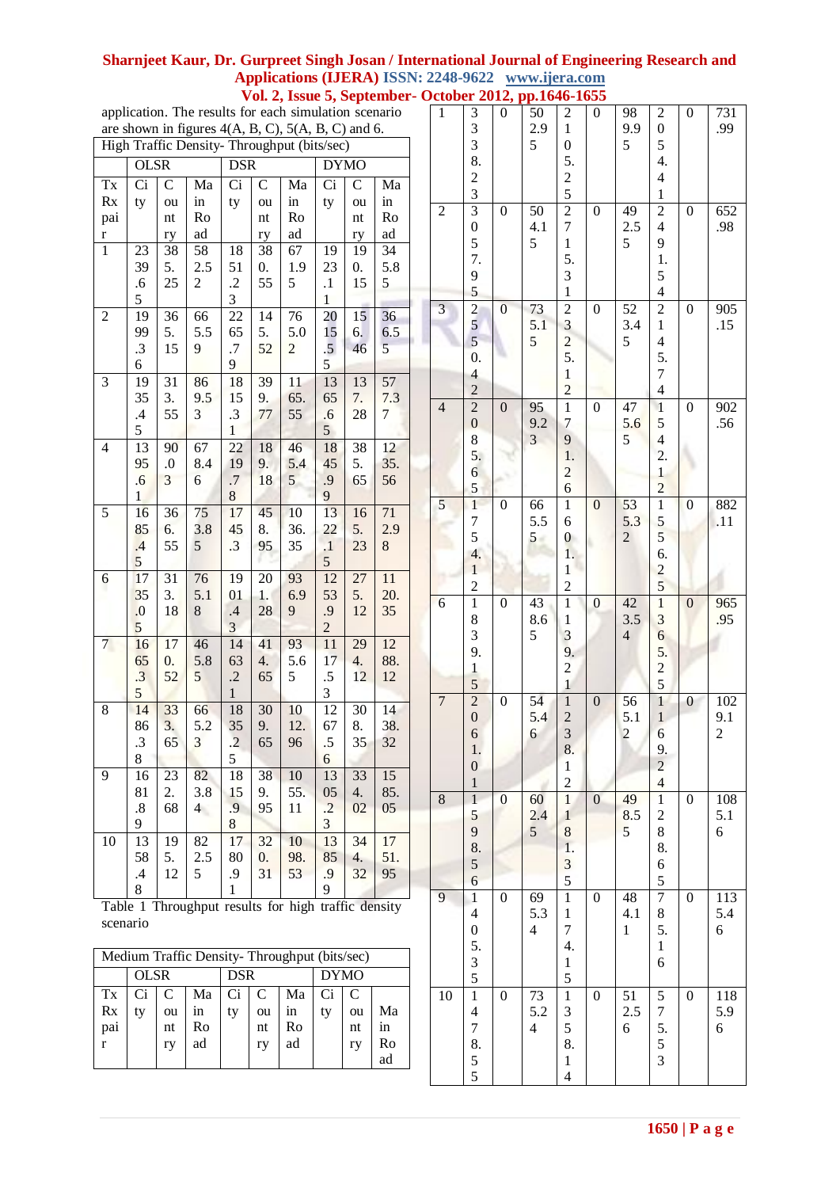application. The results for each simulation scenario are shown in figures 4(A, B, C), 5(A, B, C) and 6.

| High Traffic Density- Throughput (bits/sec) | | | | | | | | | |
|---|---|---|---|---|---|---|---|---|---|
| | OLSR | | | DSR | | | DYMO | | |
| Tx Rx pair | City | Country | Main Road | City | Country | Main Road | City | Country | Main Road |
| 1 | 2339.65 | 385.25 | 582.52 | 1851.23 | 380.55 | 671.95 | 1923.11 | 190.15 | 345.85 |
| 2 | 1999.36 | 365.15 | 665.59 | 2265.79 | 145.52 | 765.02 | 2015.55 | 156.46 | 366.55 |
| 3 | 1935.45 | 313.55 | 869.53 | 1815.31 | 399.77 | 1165.55 | 1365.65 | 137.28 | 577.37 |
| 4 | 1395.61 | 90.03 | 678.46 | 2219.78 | 189.18 | 465.45 | 1845.99 | 385.65 | 1235.56 |
| 5 | 1685.45 | 366.55 | 753.85 | 1745.3 | 458.95 | 1036.35 | 1322.15 | 165.23 | 712.98 |
| 6 | 1735.05 | 313.18 | 765.18 | 1901.43 | 201.28 | 936.99 | 1253.92 | 275.12 | 1120.35 |
| 7 | 1665.35 | 170.52 | 465.85 | 1463.21 | 414.65 | 935.65 | 1117.53 | 294.12 | 1288.12 |
| 8 | 1486.38 | 333.65 | 665.23 | 1835.25 | 309.65 | 1012.96 | 1267.56 | 308.35 | 1438.32 |
| 9 | 1681.89 | 232.68 | 823.84 | 1815.98 | 389.95 | 1055.11 | 1305.23 | 334.02 | 1585.05 |
| 10 | 1358.48 | 195.12 | 822.55 | 1780.91 | 320.31 | 1098.53 | 1385.99 | 344.32 | 1751.95 |

Table 1 Throughput results for high traffic density scenario

| Medium Traffic Density- Throughput (bits/sec) | | | | | | | | | |
|---|---|---|---|---|---|---|---|---|---|
| | OLSR | | | DSR | | | DYMO | | |
| Tx Rx pair | City | Country | Main Road | City | Country | Main Road | City | Country | Main Road |
| 1 | 3338.23 | 0 | 502.95 | 2105.25 | 0 | 989.95 | 2054.41 | 0 | 731.99 |
| 2 | 3057.95 | 0 | 504.15 | 2715.31 | 0 | 492.55 | 2491.54 | 0 | 652.98 |
| 3 | 2550.42 | 0 | 735.15 | 2325.12 | 0 | 523.45 | 2145.74 | 0 | 905.15 |
| 4 | 2085.65 | 0 | 959.23 | 1791.26 | 0 | 475.65 | 1542.12 | 0 | 902.56 |
| 5 | 1754.12 | 0 | 665.55 | 1601.12 | 0 | 535.32 | 1556.25 | 0 | 882.11 |
| 6 | 1839.15 | 0 | 438.65 | 1139.21 | 0 | 423.54 | 1365.25 | 0 | 965.95 |
| 7 | 2061.01 | 0 | 545.46 | 1238.12 | 0 | 565.12 | 1169.24 | 0 | 1029.12 |
| 8 | 1598.56 | 0 | 602.45 | 1181.35 | 0 | 498.55 | 1288.65 | 0 | 1085.16 |
| 9 | 1405.35 | 0 | 695.34 | 1174.15 | 0 | 484.11 | 785.16 | 0 | 1135.46 |
| 10 | 1478.55 | 0 | 735.24 | 1358.14 | 0 | 512.56 | 575.53 | 0 | 1185.96 |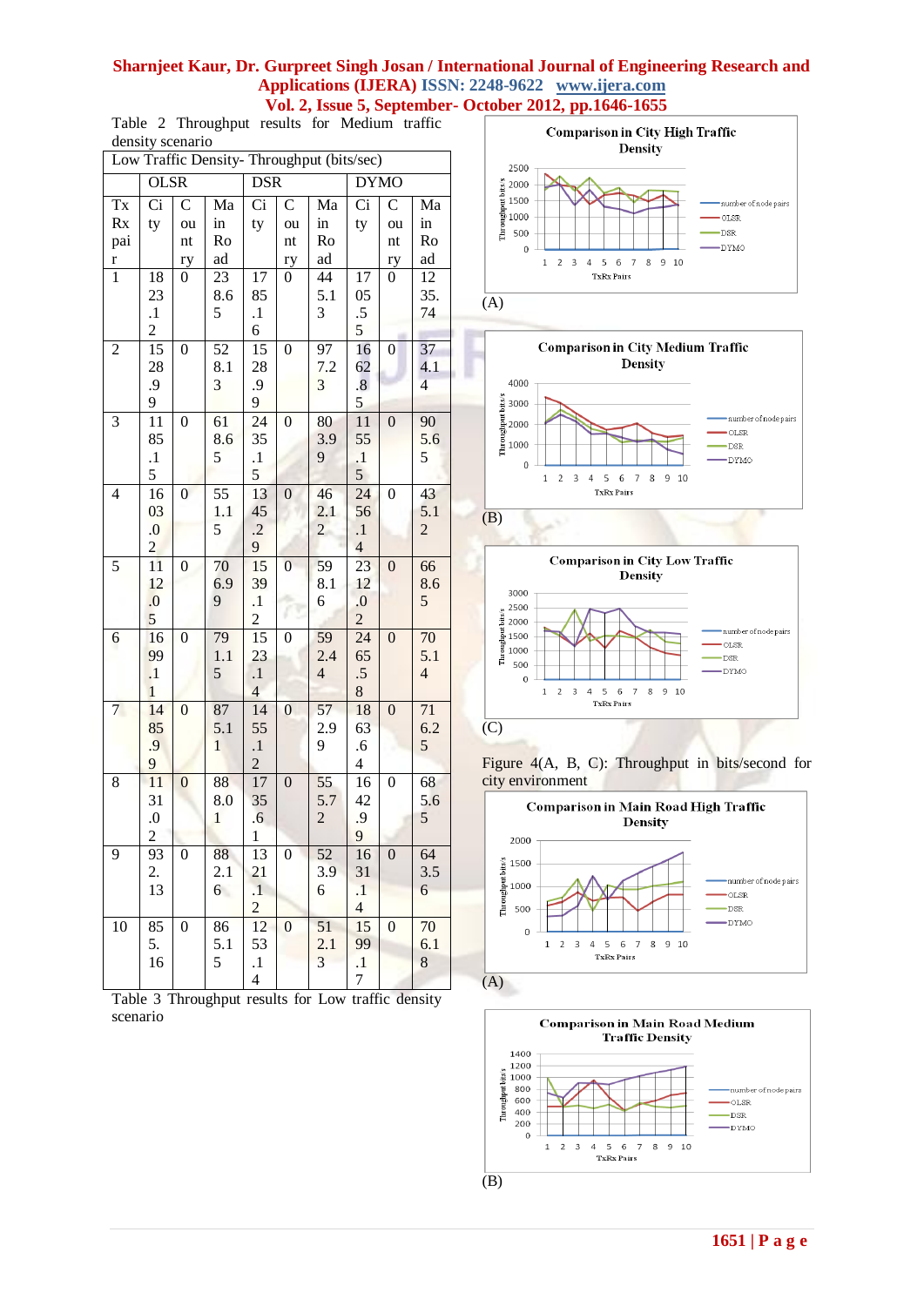Table 2 Throughput results for Medium traffic density scenario

| Low Traffic Density- Throughput (bits/sec) | | | | | | | | | |
|---|---|---|---|---|---|---|---|---|---|
| | OLSR | | | DSR | | | DYMO | | |
| TxRx pair | City | Count ry | Main Road | City | Count ry | Main Road | City | Count ry | Main Road |
| 1 | 1823.12 | 0 | 238.65 | 1785.16 | 0 | 445.13 | 1705.55 | 0 | 1235.74 |
| 2 | 1528.99 | 0 | 528.13 | 1528.99 | 0 | 977.23 | 1662.85 | 0 | 374.14 |
| 3 | 1185.15 | 0 | 618.65 | 2435.15 | 0 | 803.99 | 1155.15 | 0 | 905.65 |
| 4 | 1603.02 | 0 | 551.15 | 1345.29 | 0 | 462.12 | 2456.14 | 0 | 435.12 |
| 5 | 1112.05 | 0 | 706.99 | 1539.12 | 0 | 598.16 | 2312.02 | 0 | 668.65 |
| 6 | 1699.11 | 0 | 791.15 | 1523.14 | 0 | 592.44 | 2465.58 | 0 | 705.14 |
| 7 | 1485.99 | 0 | 875.11 | 1455.12 | 0 | 572.99 | 1863.64 | 0 | 712.25 |
| 8 | 1131.02 | 0 | 888.01 | 1735.61 | 0 | 555.72 | 1642.99 | 0 | 685.65 |
| 9 | 932.13 | 0 | 882.16 | 1321.12 | 0 | 523.96 | 1631.14 | 0 | 643.56 |
| 10 | 855.16 | 0 | 865.15 | 1253.14 | 0 | 512.13 | 1599.17 | 0 | 706.18 |

Table 3 Throughput results for Low traffic density scenario

Figure 4(A, B, C): Throughput in bits/second for city environment

(A)

(B)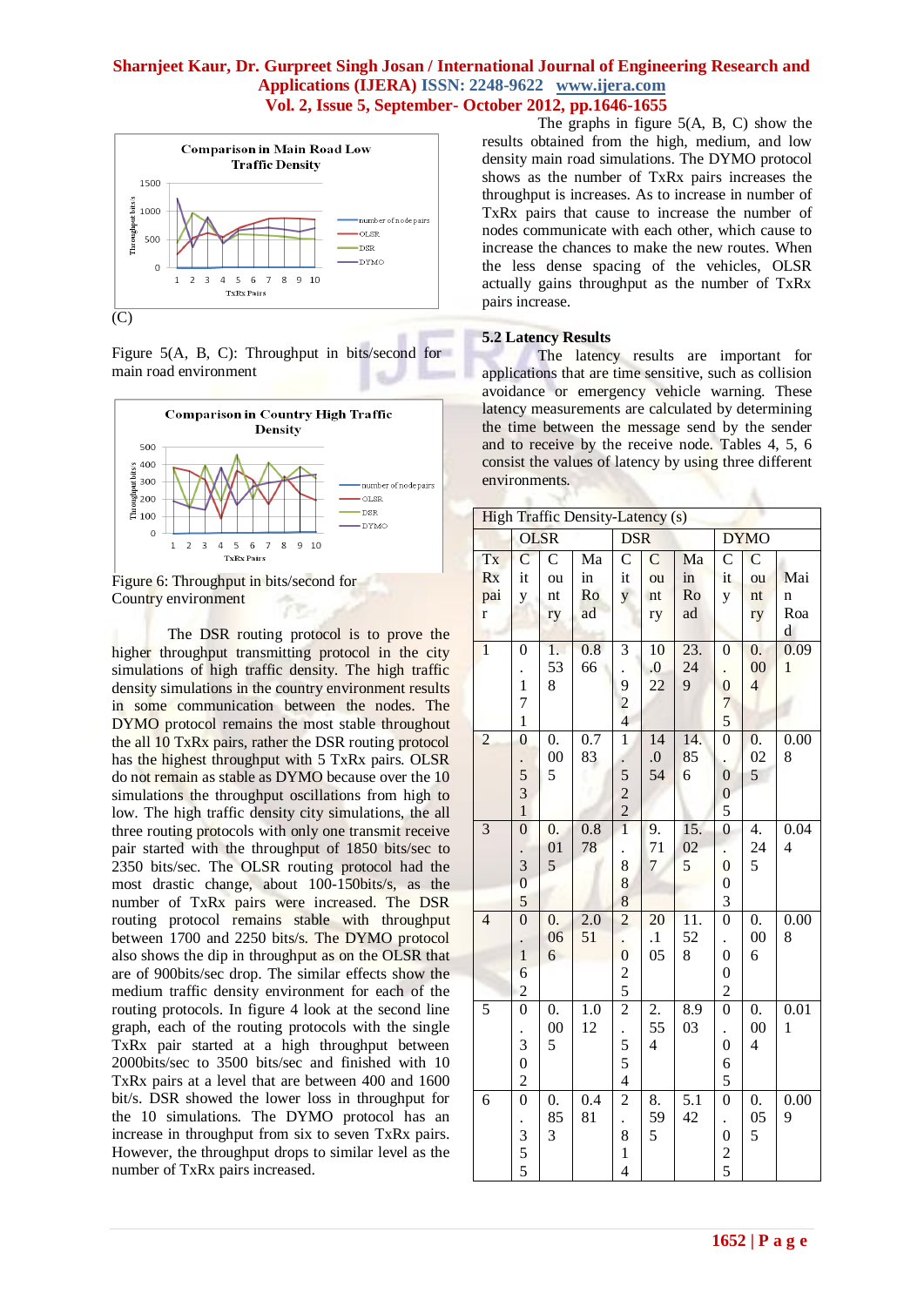(C)

Figure 5(A, B, C): Throughput in bits/second for main road environment

Figure 6: Throughput in bits/second for Country environment

The DSR routing protocol is to prove the higher throughput transmitting protocol in the city simulations of high traffic density. The high traffic density simulations in the country environment results in some communication between the nodes. The DYMO protocol remains the most stable throughout the all 10 TxRx pairs, rather the DSR routing protocol has the highest throughput with 5 TxRx pairs. OLSR do not remain as stable as DYMO because over the 10 simulations the throughput oscillations from high to low. The high traffic density city simulations, the all three routing protocols with only one transmit receive pair started with the throughput of 1850 bits/sec to 2350 bits/sec. The OLSR routing protocol had the most drastic change, about 100-150bits/s, as the number of TxRx pairs were increased. The DSR routing protocol remains stable with throughput between 1700 and 2250 bits/s. The DYMO protocol also shows the dip in throughput as on the OLSR that are of 900bits/sec drop. The similar effects show the medium traffic density environment for each of the routing protocols. In figure 4 look at the second line graph, each of the routing protocols with the single TxRx pair started at a high throughput between 2000bits/sec to 3500 bits/sec and finished with 10 TxRx pairs at a level that are between 400 and 1600 bit/s. DSR showed the lower loss in throughput for the 10 simulations. The DYMO protocol has an increase in throughput from six to seven TxRx pairs. However, the throughput drops to similar level as the number of TxRx pairs increased.

The graphs in figure 5(A, B, C) show the results obtained from the high, medium, and low density main road simulations. The DYMO protocol shows as the number of TxRx pairs increases the throughput is increases. As to increase in number of TxRx pairs that cause to increase the number of nodes communicate with each other, which cause to increase the chances to make the new routes. When the less dense spacing of the vehicles, OLSR actually gains throughput as the number of TxRx pairs increase.

## 5.2 Latency Results

The latency results are important for applications that are time sensitive, such as collision avoidance or emergency vehicle warning. These latency measurements are calculated by determining the time between the message send by the sender and to receive by the receive node. Tables 4, 5, 6 consist the values of latency by using three different environments.

| High Traffic Density-Latency (s) | | | | | | | | | |
|---|---|---|---|---|---|---|---|---|---|
| | OLSR | | | DSR | | | DYMO | | |
| TxRx pair | City | Country | Main Road | City | Country | Main Road | City | Country | Main Road |
| 1 | 0.171 | 1.538 | 0.866 | 3.924 | 10.022 | 23.249 | 0.075 | 0.004 | 0.091 |
| 2 | 0.531 | 0.005 | 0.783 | 1.522 | 14.054 | 14.856 | 0.005 | 0.025 | 0.008 |
| 3 | 0.305 | 0.015 | 0.878 | 1.888 | 9.717 | 15.025 | 0.003 | 4.245 | 0.044 |
| 4 | 0.162 | 0.066 | 2.051 | 2.025 | 20.105 | 11.528 | 0.002 | 0.006 | 0.008 |
| 5 | 0.302 | 0.005 | 1.012 | 2.554 | 2.554 | 8.903 | 0.065 | 0.004 | 0.011 |
| 6 | 0.355 | 0.853 | 0.481 | 2.814 | 8.595 | 5.142 | 0.025 | 0.055 | 0.009 |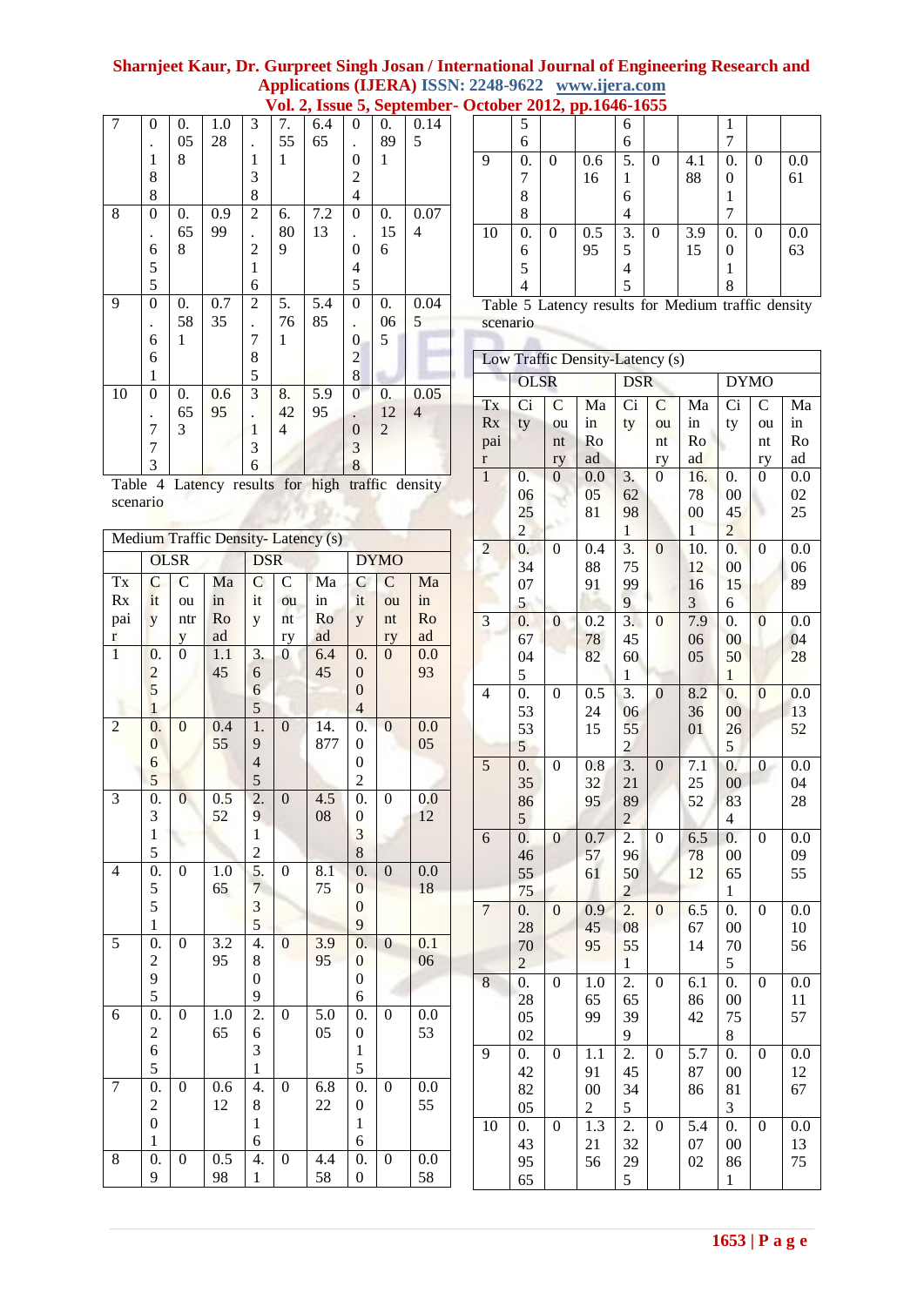| 7 | 0.188 | 0.058 | 1.028 | 3.138 | 7.551 | 6.465 | 0.024 | 0.891 | 0.145 |
|---|---|---|---|---|---|---|---|---|---|
| 8 | 0.655 | 0.658 | 0.999 | 2.216 | 6.809 | 7.213 | 0.045 | 0.156 | 0.074 |
| 9 | 0.661 | 0.581 | 0.735 | 2.785 | 5.761 | 5.485 | 0.028 | 0.065 | 0.045 |
| 10 | 0.773 | 0.653 | 0.695 | 3.136 | 8.424 | 5.995 | 0.038 | 0.122 | 0.054 |

Table 4 Latency results for high traffic density scenario

| Medium Traffic Density- Latency (s) | | | | | | | | | |
|---|---|---|---|---|---|---|---|---|---|
| | OLSR | | | DSR | | | DYMO | | |
| Tx Rx pair | City | Country | Main Road | City | Country | Main Road | City | Country | Main Road |
| 1 | 0.251 | 0 | 1.145 | 3.665 | 0 | 6.445 | 0.004 | 0 | 0.093 |
| 2 | 0.065 | 0 | 0.455 | 1.945 | 0 | 14.877 | 0.002 | 0 | 0.005 |
| 3 | 0.315 | 0 | 0.552 | 2.912 | 0 | 4.508 | 0.038 | 0 | 0.012 |
| 4 | 0.551 | 0 | 1.065 | 5.735 | 0 | 8.175 | 0.009 | 0 | 0.018 |
| 5 | 0.295 | 0 | 3.295 | 4.809 | 0 | 3.995 | 0.006 | 0 | 0.106 |
| 6 | 0.265 | 0 | 1.065 | 2.631 | 0 | 5.005 | 0.015 | 0 | 0.053 |
| 7 | 0.201 | 0 | 0.612 | 4.816 | 0 | 6.822 | 0.016 | 0 | 0.055 |
| 8 | 0.956 | 0 | 0.598 | 4.166 | 0 | 4.458 | 0.017 | 0 | 0.058 |
| 9 | 0.788 | 0 | 0.616 | 5.164 | 0 | 4.188 | 0.017 | 0 | 0.061 |
| 10 | 0.654 | 0 | 0.595 | 3.545 | 0 | 3.915 | 0.018 | 0 | 0.063 |

Table 5 Latency results for Medium traffic density scenario

| Low Traffic Density-Latency (s) | | | | | | | | | |
|---|---|---|---|---|---|---|---|---|---|
| | OLSR | | | DSR | | | DYMO | | |
| Tx Rx pair | City | Country | Main Road | City | Country | Main Road | City | Country | Main Road |
| 1 | 0.06252 | 0 | 0.00581 | 3.62981 | 0 | 16.78001 | 0.00452 | 0 | 0.00225 |
| 2 | 0.34075 | 0 | 0.48891 | 3.75999 | 0 | 10.12163 | 0.00156 | 0 | 0.00689 |
| 3 | 0.67045 | 0 | 0.27882 | 3.45601 | 0 | 7.90605 | 0.00501 | 0 | 0.00428 |
| 4 | 0.53535 | 0 | 0.52415 | 3.06552 | 0 | 8.23601 | 0.00265 | 0 | 0.01352 |
| 5 | 0.35865 | 0 | 0.83295 | 3.21892 | 0 | 7.12552 | 0.00834 | 0 | 0.00428 |
| 6 | 0.465575 | 0 | 0.75761 | 2.96502 | 0 | 6.57812 | 0.00651 | 0 | 0.00955 |
| 7 | 0.28702 | 0 | 0.94595 | 2.08551 | 0 | 6.56714 | 0.00705 | 0 | 0.01056 |
| 8 | 0.280502 | 0 | 1.06599 | 2.65399 | 0 | 6.18642 | 0.00758 | 0 | 0.01157 |
| 9 | 0.428205 | 0 | 1.19002 | 2.45345 | 0 | 5.78786 | 0.00813 | 0 | 0.01267 |
| 10 | 0.439565 | 0 | 1.32156 | 2.32295 | 0 | 5.40702 | 0.00861 | 0 | 0.01375 |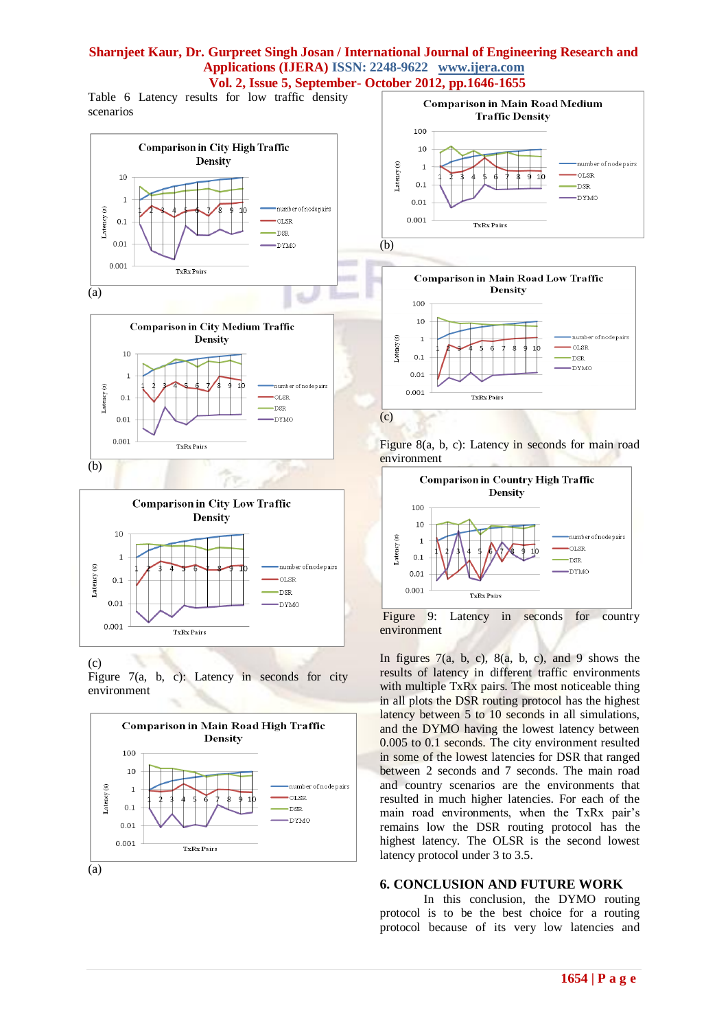Table 6 Latency results for low traffic density scenarios

(a)

(b)

(c)

Figure 7(a, b, c): Latency in seconds for city environment

(a)

(b)

(c)

Figure 8(a, b, c): Latency in seconds for main road environment

Figure 9: Latency in seconds for country environment

In figures 7(a, b, c), 8(a, b, c), and 9 shows the results of latency in different traffic environments with multiple TxRx pairs. The most noticeable thing in all plots the DSR routing protocol has the highest latency between 5 to 10 seconds in all simulations, and the DYMO having the lowest latency between 0.005 to 0.1 seconds. The city environment resulted in some of the lowest latencies for DSR that ranged between 2 seconds and 7 seconds. The main road and country scenarios are the environments that resulted in much higher latencies. For each of the main road environments, when the TxRx pair's remains low the DSR routing protocol has the highest latency. The OLSR is the second lowest latency protocol under 3 to 3.5.

## 6. CONCLUSION AND FUTURE WORK

In this conclusion, the DYMO routing protocol is to be the best choice for a routing protocol because of its very low latencies and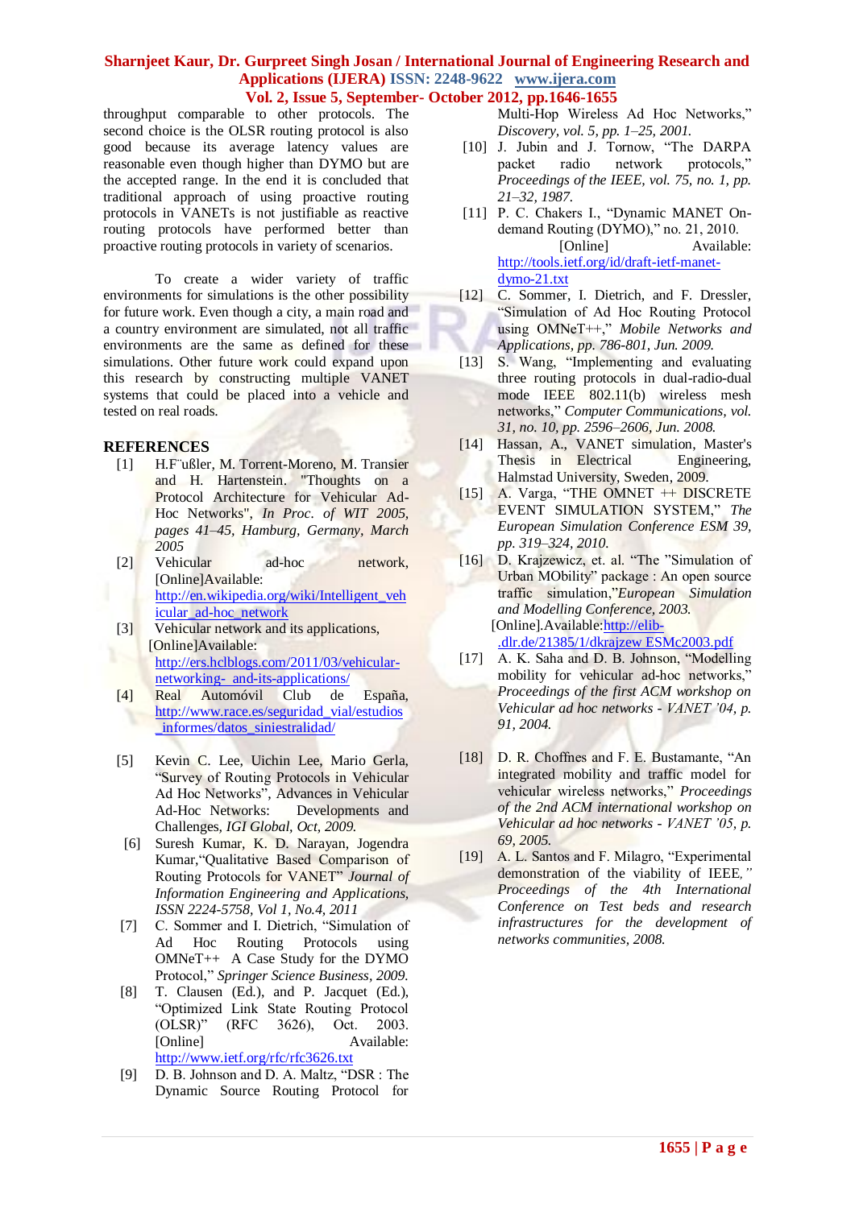throughput comparable to other protocols. The second choice is the OLSR routing protocol is also good because its average latency values are reasonable even though higher than DYMO but are the accepted range. In the end it is concluded that traditional approach of using proactive routing protocols in VANETs is not justifiable as reactive routing protocols have performed better than proactive routing protocols in variety of scenarios.

To create a wider variety of traffic environments for simulations is the other possibility for future work. Even though a city, a main road and a country environment are simulated, not all traffic environments are the same as defined for these simulations. Other future work could expand upon this research by constructing multiple VANET systems that could be placed into a vehicle and tested on real roads.

## REFERENCES

[1] H.F¨ußler, M. Torrent-Moreno, M. Transier and H. Hartenstein. "Thoughts on a Protocol Architecture for Vehicular Ad-Hoc Networks", *In Proc. of WIT 2005, pages 41–45, Hamburg, Germany, March 2005*

[2] Vehicular ad-hoc network, [Online]Available: http://en.wikipedia.org/wiki/Intelligent_vehicular_ad-hoc_network

[3] Vehicular network and its applications, [Online]Available: http://ers.hclblogs.com/2011/03/vehicular-networking- and-its-applications/

[4] Real Automóvil Club de España, http://www.race.es/seguridad_vial/estudios_informes/datos_siniestralidad/

[5] Kevin C. Lee, Uichin Lee, Mario Gerla, "Survey of Routing Protocols in Vehicular Ad Hoc Networks", Advances in Vehicular Ad-Hoc Networks: Developments and Challenges, *IGI Global, Oct, 2009.*

[6] Suresh Kumar, K. D. Narayan, Jogendra Kumar,"Qualitative Based Comparison of Routing Protocols for VANET" *Journal of Information Engineering and Applications, ISSN 2224-5758, Vol 1, No.4, 2011*

[7] C. Sommer and I. Dietrich, "Simulation of Ad Hoc Routing Protocols using OMNeT++ A Case Study for the DYMO Protocol," *Springer Science Business, 2009.*

[8] T. Clausen (Ed.), and P. Jacquet (Ed.), "Optimized Link State Routing Protocol (OLSR)" (RFC 3626), Oct. 2003. [Online] Available: http://www.ietf.org/rfc/rfc3626.txt

[9] D. B. Johnson and D. A. Maltz, "DSR : The Dynamic Source Routing Protocol for Multi-Hop Wireless Ad Hoc Networks," *Discovery, vol. 5, pp. 1–25, 2001.*

[10] J. Jubin and J. Tornow, "The DARPA packet radio network protocols," *Proceedings of the IEEE, vol. 75, no. 1, pp. 21–32, 1987.*

[11] P. C. Chakers I., "Dynamic MANET On-demand Routing (DYMO)," no. 21, 2010. [Online] Available: http://tools.ietf.org/id/draft-ietf-manet-dymo-21.txt

[12] C. Sommer, I. Dietrich, and F. Dressler, "Simulation of Ad Hoc Routing Protocol using OMNeT++," *Mobile Networks and Applications, pp. 786-801, Jun. 2009.*

[13] S. Wang, "Implementing and evaluating three routing protocols in dual-radio-dual mode IEEE 802.11(b) wireless mesh networks," *Computer Communications, vol. 31, no. 10, pp. 2596–2606, Jun. 2008.*

[14] Hassan, A., VANET simulation, Master's Thesis in Electrical Engineering, Halmstad University, Sweden, 2009.

[15] A. Varga, "THE OMNET ++ DISCRETE EVENT SIMULATION SYSTEM," *The European Simulation Conference ESM 39, pp. 319–324, 2010.*

[16] D. Krajzewicz, et. al. "The "Simulation of Urban MObility" package : An open source traffic simulation,"*European Simulation and Modelling Conference, 2003.* [Online].Available:http://elib-.dlr.de/21385/1/dkrajzew ESMc2003.pdf

[17] A. K. Saha and D. B. Johnson, "Modelling mobility for vehicular ad-hoc networks," *Proceedings of the first ACM workshop on Vehicular ad hoc networks - VANET '04, p. 91, 2004.*

[18] D. R. Choffnes and F. E. Bustamante, "An integrated mobility and traffic model for vehicular wireless networks," *Proceedings of the 2nd ACM international workshop on Vehicular ad hoc networks - VANET '05, p. 69, 2005.*

[19] A. L. Santos and F. Milagro, "Experimental demonstration of the viability of IEEE," *Proceedings of the 4th International Conference on Test beds and research infrastructures for the development of networks communities, 2008.*